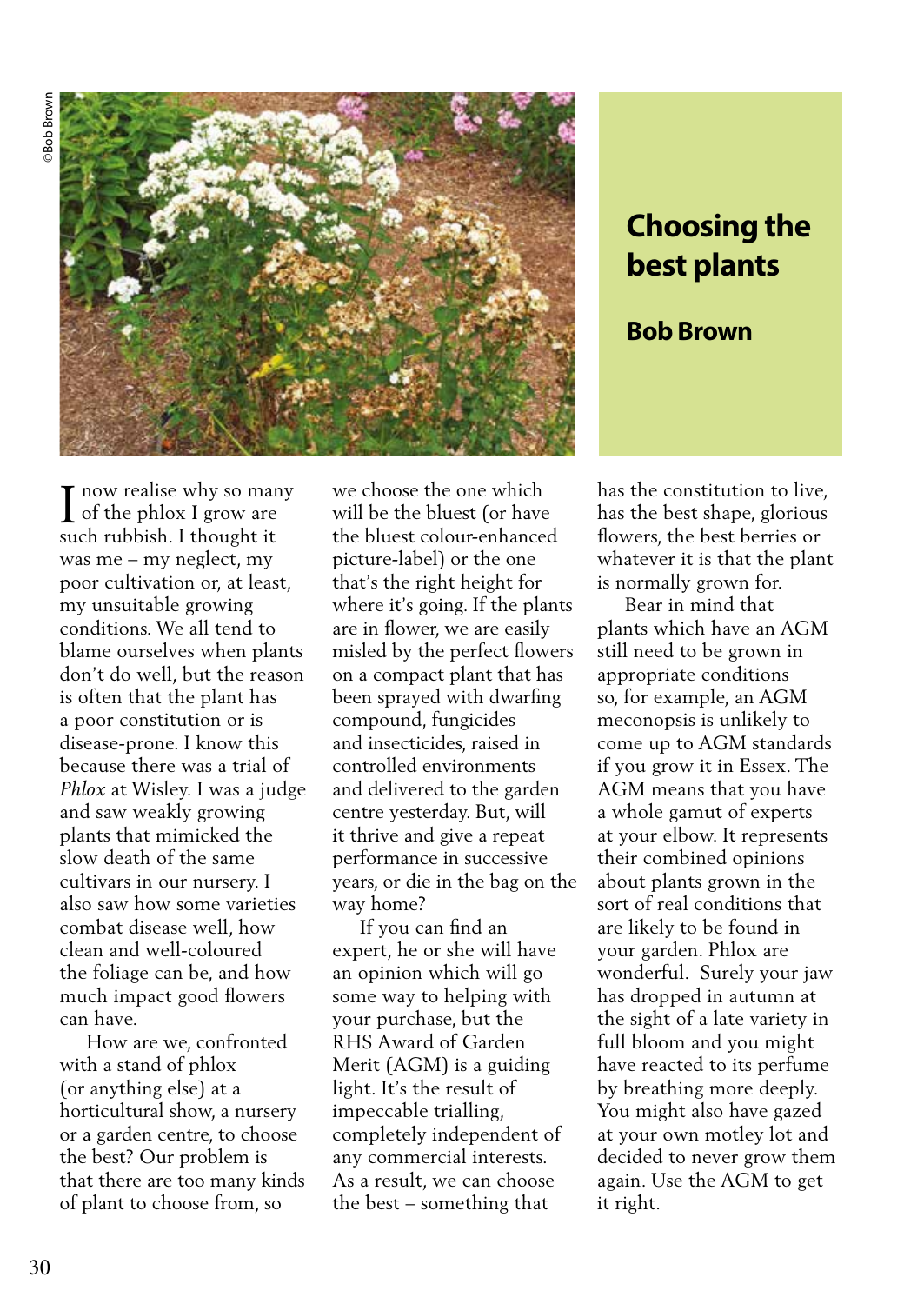# Choosing the best plants

**Bob Brown**

I now realise why so many of the phlox I grow are such rubbish. I thought it was me – my neglect, my poor cultivation or, at least, my unsuitable growing conditions. We all tend to blame ourselves when plants don't do well, but the reason is often that the plant has a poor constitution or is disease-prone. I know this because there was a trial of *Phlox* at Wisley. I was a judge and saw weakly growing plants that mimicked the slow death of the same cultivars in our nursery. I also saw how some varieties combat disease well, how clean and well-coloured the foliage can be, and how much impact good flowers can have.

How are we, confronted with a stand of phlox (or anything else) at a horticultural show, a nursery or a garden centre, to choose the best? Our problem is that there are too many kinds of plant to choose from, so we choose the one which will be the bluest (or have the bluest colour-enhanced picture-label) or the one that's the right height for where it's going. If the plants are in flower, we are easily misled by the perfect flowers on a compact plant that has been sprayed with dwarfing compound, fungicides and insecticides, raised in controlled environments and delivered to the garden centre yesterday. But, will it thrive and give a repeat performance in successive years, or die in the bag on the way home?

If you can find an expert, he or she will have an opinion which will go some way to helping with your purchase, but the RHS Award of Garden Merit (AGM) is a guiding light. It's the result of impeccable trialling, completely independent of any commercial interests. As a result, we can choose the best – something that has the constitution to live, has the best shape, glorious flowers, the best berries or whatever it is that the plant is normally grown for.

Bear in mind that plants which have an AGM still need to be grown in appropriate conditions so, for example, an AGM meconopsis is unlikely to come up to AGM standards if you grow it in Essex. The AGM means that you have a whole gamut of experts at your elbow. It represents their combined opinions about plants grown in the sort of real conditions that are likely to be found in your garden. Phlox are wonderful. Surely your jaw has dropped in autumn at the sight of a late variety in full bloom and you might have reacted to its perfume by breathing more deeply. You might also have gazed at your own motley lot and decided to never grow them again. Use the AGM to get it right.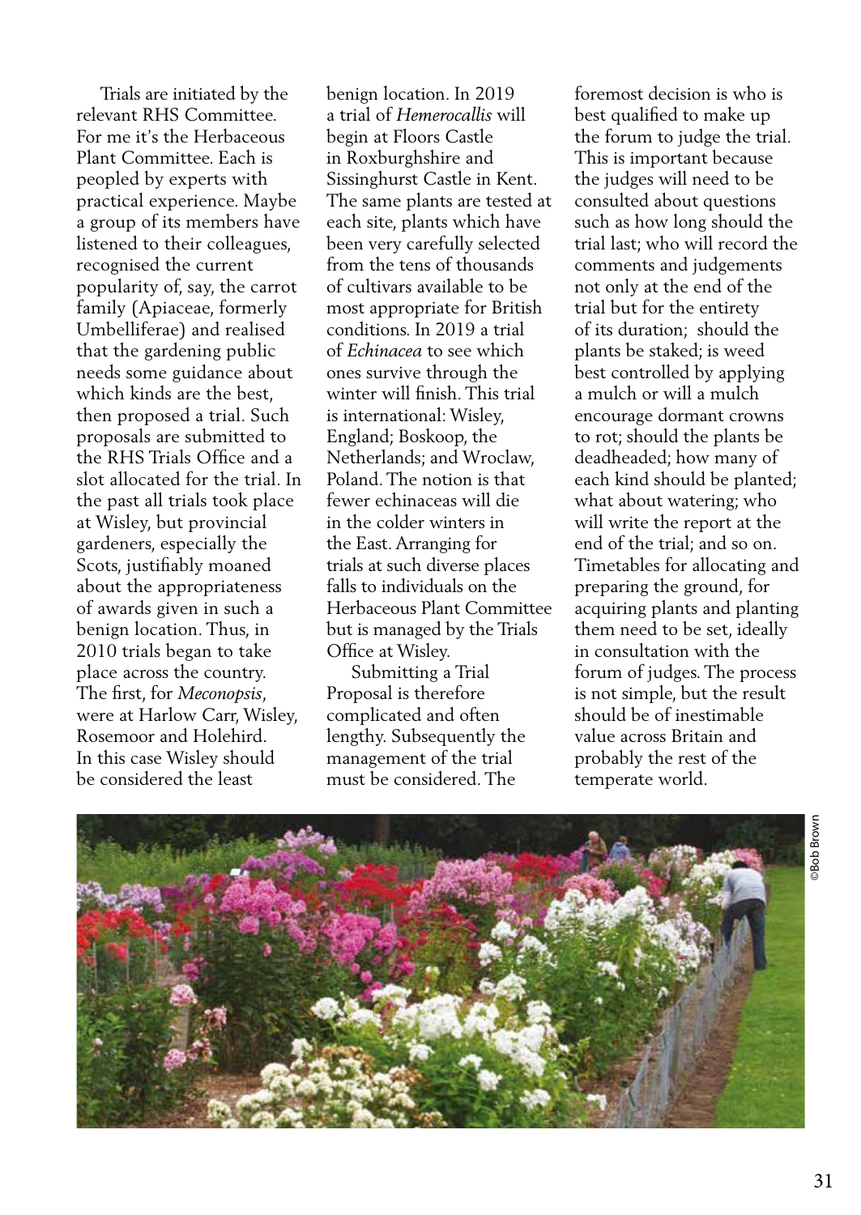Trials are initiated by the relevant RHS Committee. For me it's the Herbaceous Plant Committee. Each is peopled by experts with practical experience. Maybe a group of its members have listened to their colleagues, recognised the current popularity of, say, the carrot family (Apiaceae, formerly Umbelliferae) and realised that the gardening public needs some guidance about which kinds are the best, then proposed a trial. Such proposals are submitted to the RHS Trials Office and a slot allocated for the trial. In the past all trials took place at Wisley, but provincial gardeners, especially the Scots, justifiably moaned about the appropriateness of awards given in such a benign location. Thus, in 2010 trials began to take place across the country. The first, for *Meconopsis*, were at Harlow Carr, Wisley, Rosemoor and Holehird. In this case Wisley should be considered the least benign location. In 2019 a trial of *Hemerocallis* will begin at Floors Castle in Roxburghshire and Sissinghurst Castle in Kent. The same plants are tested at each site, plants which have been very carefully selected from the tens of thousands of cultivars available to be most appropriate for British conditions. In 2019 a trial of *Echinacea* to see which ones survive through the winter will finish. This trial is international: Wisley, England; Boskoop, the Netherlands; and Wroclaw, Poland. The notion is that fewer echinaceas will die in the colder winters in the East. Arranging for trials at such diverse places falls to individuals on the Herbaceous Plant Committee but is managed by the Trials Office at Wisley.

Submitting a Trial Proposal is therefore complicated and often lengthy. Subsequently the management of the trial must be considered. The foremost decision is who is best qualified to make up the forum to judge the trial. This is important because the judges will need to be consulted about questions such as how long should the trial last; who will record the comments and judgements not only at the end of the trial but for the entirety of its duration; should the plants be staked; is weed best controlled by applying a mulch or will a mulch encourage dormant crowns to rot; should the plants be deadheaded; how many of each kind should be planted; what about watering; who will write the report at the end of the trial; and so on. Timetables for allocating and preparing the ground, for acquiring plants and planting them need to be set, ideally in consultation with the forum of judges. The process is not simple, but the result should be of inestimable value across Britain and probably the rest of the temperate world.

©Bob Brown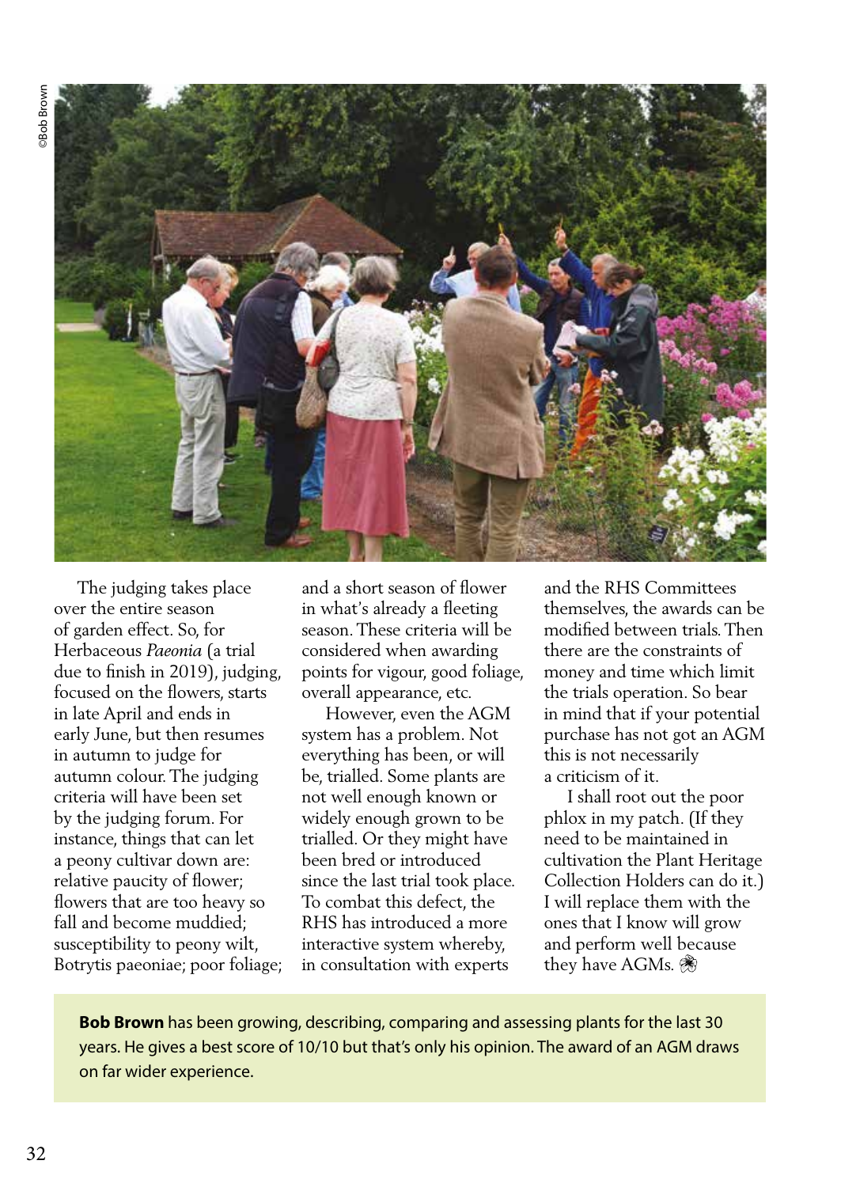©Bob Brown

The judging takes place over the entire season of garden effect. So, for Herbaceous *Paeonia* (a trial due to finish in 2019), judging, focused on the flowers, starts in late April and ends in early June, but then resumes in autumn to judge for autumn colour. The judging criteria will have been set by the judging forum. For instance, things that can let a peony cultivar down are: relative paucity of flower; flowers that are too heavy so fall and become muddied; susceptibility to peony wilt, Botrytis paeoniae; poor foliage; and a short season of flower in what's already a fleeting season. These criteria will be considered when awarding points for vigour, good foliage, overall appearance, etc.

However, even the AGM system has a problem. Not everything has been, or will be, trialled. Some plants are not well enough known or widely enough grown to be trialled. Or they might have been bred or introduced since the last trial took place. To combat this defect, the RHS has introduced a more interactive system whereby, in consultation with experts and the RHS Committees themselves, the awards can be modified between trials. Then there are the constraints of money and time which limit the trials operation. So bear in mind that if your potential purchase has not got an AGM this is not necessarily a criticism of it.

I shall root out the poor phlox in my patch. (If they need to be maintained in cultivation the Plant Heritage Collection Holders can do it.) I will replace them with the ones that I know will grow and perform well because they have AGMs.

**Bob Brown** has been growing, describing, comparing and assessing plants for the last 30 years. He gives a best score of 10/10 but that's only his opinion. The award of an AGM draws on far wider experience.